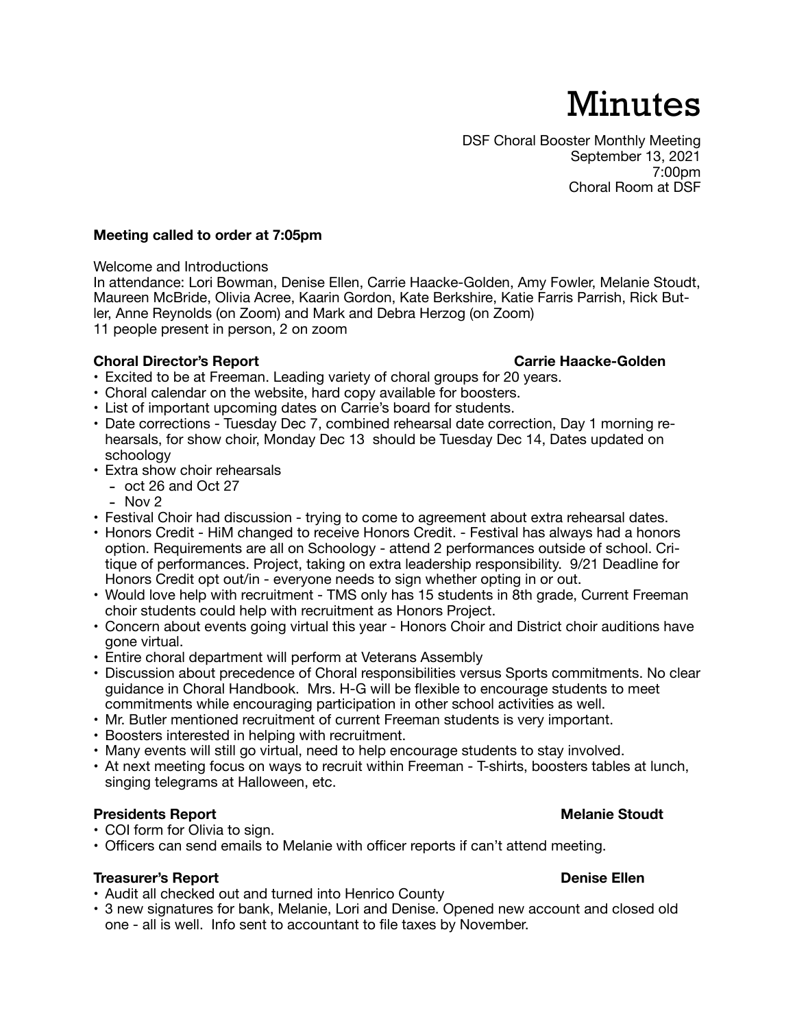# Minutes

DSF Choral Booster Monthly Meeting
September 13, 2021
7:00pm
Choral Room at DSF

**Meeting called to order at 7:05pm**

Welcome and Introductions
In attendance: Lori Bowman, Denise Ellen, Carrie Haacke-Golden, Amy Fowler, Melanie Stoudt, Maureen McBride, Olivia Acree, Kaarin Gordon, Kate Berkshire, Katie Farris Parrish, Rick Butler, Anne Reynolds (on Zoom) and Mark and Debra Herzog (on Zoom)
11 people present in person, 2 on zoom

**Choral Director's Report** **Carrie Haacke-Golden**

- Excited to be at Freeman. Leading variety of choral groups for 20 years.
- Choral calendar on the website, hard copy available for boosters.
- List of important upcoming dates on Carrie's board for students.
- Date corrections - Tuesday Dec 7, combined rehearsal date correction, Day 1 morning rehearsals, for show choir, Monday Dec 13 should be Tuesday Dec 14, Dates updated on schoology
- Extra show choir rehearsals
  - oct 26 and Oct 27
  - Nov 2
- Festival Choir had discussion - trying to come to agreement about extra rehearsal dates.
- Honors Credit - HiM changed to receive Honors Credit. - Festival has always had a honors option. Requirements are all on Schoology - attend 2 performances outside of school. Critique of performances. Project, taking on extra leadership responsibility. 9/21 Deadline for Honors Credit opt out/in - everyone needs to sign whether opting in or out.
- Would love help with recruitment - TMS only has 15 students in 8th grade, Current Freeman choir students could help with recruitment as Honors Project.
- Concern about events going virtual this year - Honors Choir and District choir auditions have gone virtual.
- Entire choral department will perform at Veterans Assembly
- Discussion about precedence of Choral responsibilities versus Sports commitments. No clear guidance in Choral Handbook. Mrs. H-G will be flexible to encourage students to meet commitments while encouraging participation in other school activities as well.
- Mr. Butler mentioned recruitment of current Freeman students is very important.
- Boosters interested in helping with recruitment.
- Many events will still go virtual, need to help encourage students to stay involved.
- At next meeting focus on ways to recruit within Freeman - T-shirts, boosters tables at lunch, singing telegrams at Halloween, etc.

**Presidents Report** **Melanie Stoudt**

- COI form for Olivia to sign.
- Officers can send emails to Melanie with officer reports if can't attend meeting.

**Treasurer's Report** **Denise Ellen**

- Audit all checked out and turned into Henrico County
- 3 new signatures for bank, Melanie, Lori and Denise. Opened new account and closed old one - all is well. Info sent to accountant to file taxes by November.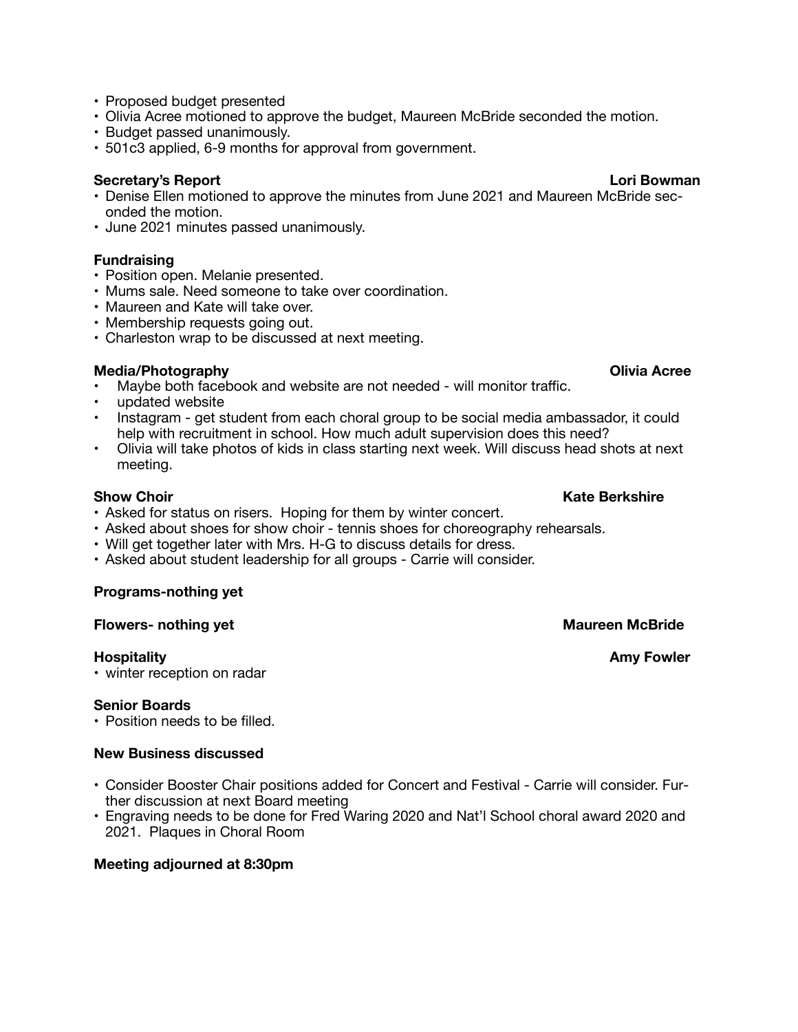- Proposed budget presented
- Olivia Acree motioned to approve the budget, Maureen McBride seconded the motion.
- Budget passed unanimously.
- 501c3 applied, 6-9 months for approval from government.

**Secretary's Report** **Lori Bowman**

- Denise Ellen motioned to approve the minutes from June 2021 and Maureen McBride seconded the motion.
- June 2021 minutes passed unanimously.

**Fundraising**

- Position open. Melanie presented.
- Mums sale. Need someone to take over coordination.
- Maureen and Kate will take over.
- Membership requests going out.
- Charleston wrap to be discussed at next meeting.

**Media/Photography** **Olivia Acree**

- Maybe both facebook and website are not needed - will monitor traffic.
- updated website
- Instagram - get student from each choral group to be social media ambassador, it could help with recruitment in school. How much adult supervision does this need?
- Olivia will take photos of kids in class starting next week. Will discuss head shots at next meeting.

**Show Choir** **Kate Berkshire**

- Asked for status on risers. Hoping for them by winter concert.
- Asked about shoes for show choir - tennis shoes for choreography rehearsals.
- Will get together later with Mrs. H-G to discuss details for dress.
- Asked about student leadership for all groups - Carrie will consider.

**Programs-nothing yet**

**Flowers- nothing yet** **Maureen McBride**

**Hospitality** **Amy Fowler**

- winter reception on radar

**Senior Boards**

- Position needs to be filled.

**New Business discussed**

- Consider Booster Chair positions added for Concert and Festival - Carrie will consider. Further discussion at next Board meeting
- Engraving needs to be done for Fred Waring 2020 and Nat'l School choral award 2020 and 2021. Plaques in Choral Room

**Meeting adjourned at 8:30pm**